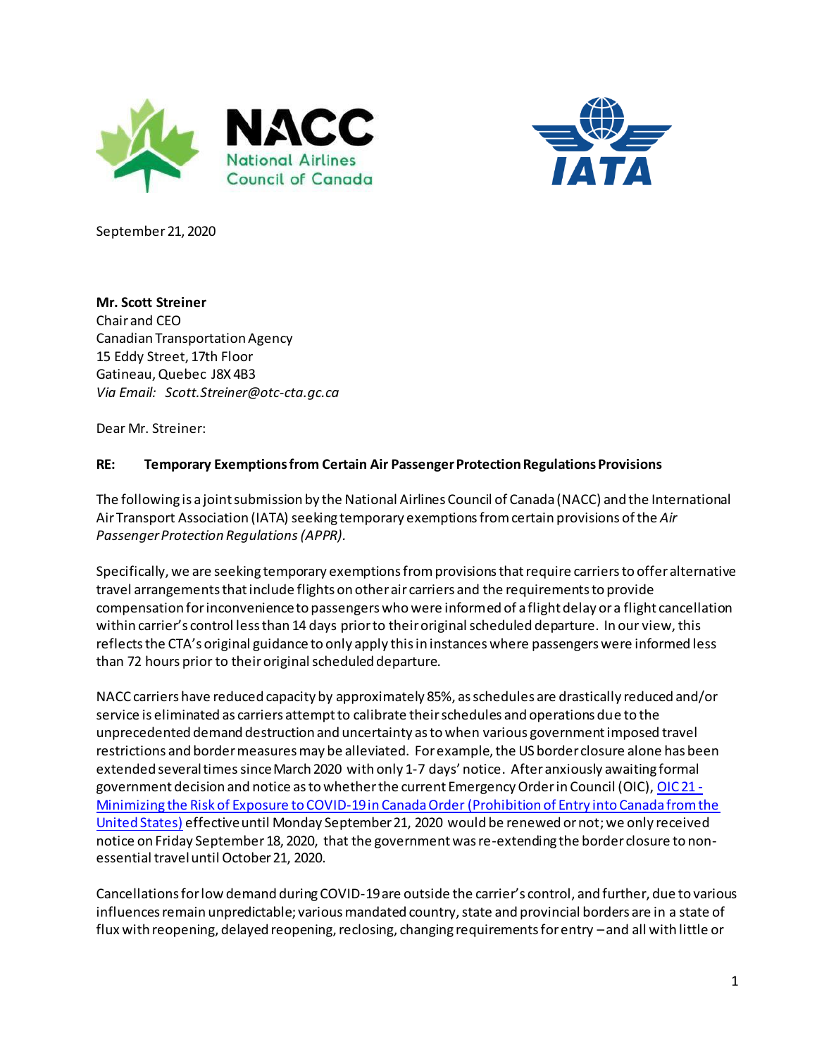September 21, 2020

**Mr. Scott Streiner**
Chair and CEO
Canadian Transportation Agency
15 Eddy Street, 17th Floor
Gatineau, Quebec J8X 4B3
*Via Email: Scott.Streiner@otc-cta.gc.ca*

Dear Mr. Streiner:

**RE: Temporary Exemptions from Certain Air Passenger Protection Regulations Provisions**

The following is a joint submission by the National Airlines Council of Canada (NACC) and the International Air Transport Association (IATA) seeking temporary exemptions from certain provisions of the *Air Passenger Protection Regulations (APPR).*

Specifically, we are seeking temporary exemptions from provisions that require carriers to offer alternative travel arrangements that include flights on other air carriers and the requirements to provide compensation for inconvenience to passengers who were informed of a flight delay or a flight cancellation within carrier's control less than 14 days prior to their original scheduled departure. In our view, this reflects the CTA's original guidance to only apply this in instances where passengers were informed less than 72 hours prior to their original scheduled departure.

NACC carriers have reduced capacity by approximately 85%, as schedules are drastically reduced and/or service is eliminated as carriers attempt to calibrate their schedules and operations due to the unprecedented demand destruction and uncertainty as to when various government imposed travel restrictions and border measures may be alleviated. For example, the US border closure alone has been extended several times since March 2020 with only 1-7 days' notice. After anxiously awaiting formal government decision and notice as to whether the current Emergency Order in Council (OIC), [OIC 21 - Minimizing the Risk of Exposure to COVID-19 in Canada Order (Prohibition of Entry into Canada from the United States)] effective until Monday September 21, 2020 would be renewed or not; we only received notice on Friday September 18, 2020, that the government was re-extending the border closure to non-essential travel until October 21, 2020.

Cancellations for low demand during COVID-19 are outside the carrier's control, and further, due to various influences remain unpredictable; various mandated country, state and provincial borders are in a state of flux with reopening, delayed reopening, reclosing, changing requirements for entry – and all with little or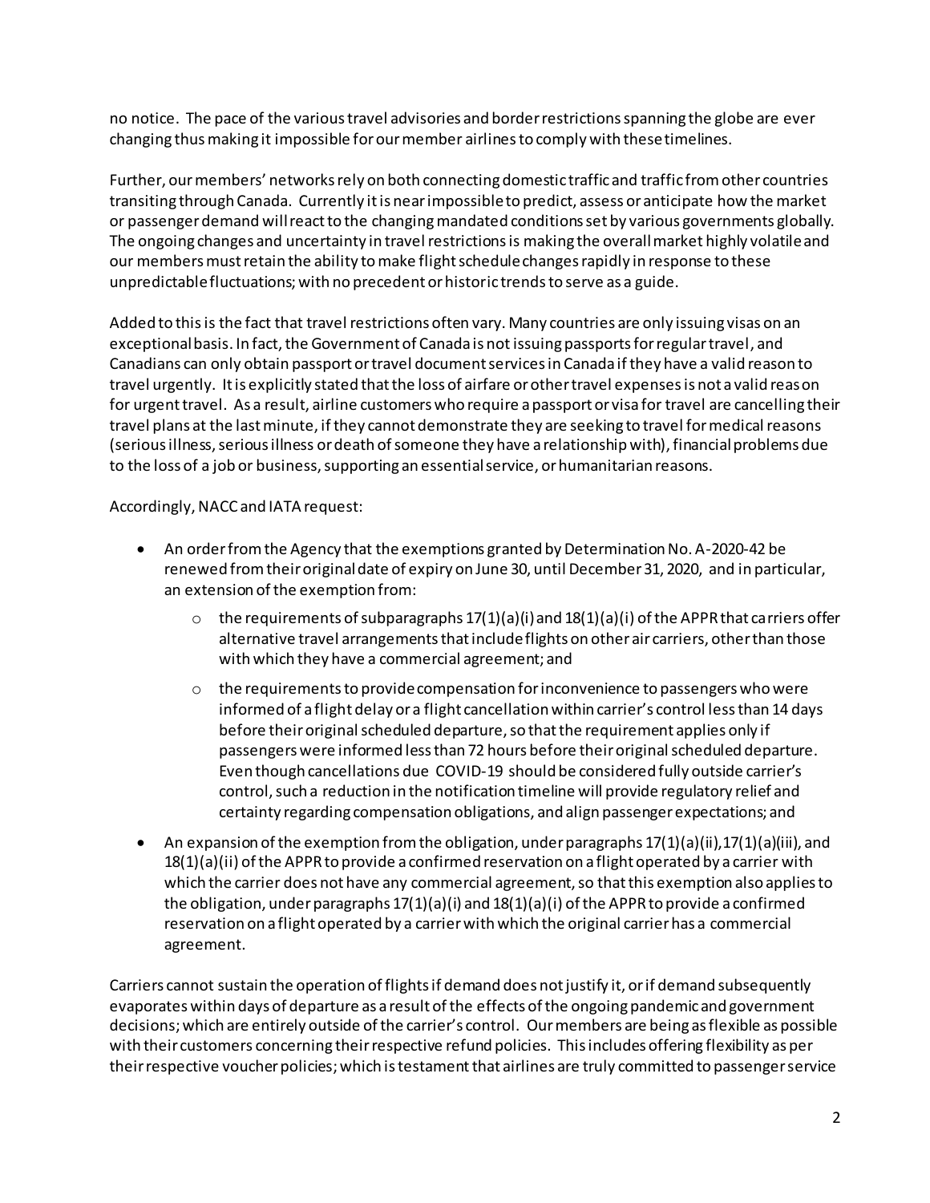no notice. The pace of the various travel advisories and border restrictions spanning the globe are ever changing thus making it impossible for our member airlines to comply with these timelines.

Further, our members' networks rely on both connecting domestic traffic and traffic from other countries transiting through Canada. Currently it is near impossible to predict, assess or anticipate how the market or passenger demand will react to the changing mandated conditions set by various governments globally. The ongoing changes and uncertainty in travel restrictions is making the overall market highly volatile and our members must retain the ability to make flight schedule changes rapidly in response to these unpredictable fluctuations; with no precedent or historic trends to serve as a guide.

Added to this is the fact that travel restrictions often vary. Many countries are only issuing visas on an exceptional basis. In fact, the Government of Canada is not issuing passports for regular travel, and Canadians can only obtain passport or travel document services in Canada if they have a valid reason to travel urgently. It is explicitly stated that the loss of airfare or other travel expenses is not a valid reason for urgent travel. As a result, airline customers who require a passport or visa for travel are cancelling their travel plans at the last minute, if they cannot demonstrate they are seeking to travel for medical reasons (serious illness, serious illness or death of someone they have a relationship with), financial problems due to the loss of a job or business, supporting an essential service, or humanitarian reasons.

Accordingly, NACC and IATA request:

- An order from the Agency that the exemptions granted by Determination No. A-2020-42 be renewed from their original date of expiry on June 30, until December 31, 2020, and in particular, an extension of the exemption from:
  - the requirements of subparagraphs 17(1)(a)(i) and 18(1)(a)(i) of the APPR that carriers offer alternative travel arrangements that include flights on other air carriers, other than those with which they have a commercial agreement; and
  - the requirements to provide compensation for inconvenience to passengers who were informed of a flight delay or a flight cancellation within carrier's control less than 14 days before their original scheduled departure, so that the requirement applies only if passengers were informed less than 72 hours before their original scheduled departure. Even though cancellations due COVID-19 should be considered fully outside carrier's control, such a reduction in the notification timeline will provide regulatory relief and certainty regarding compensation obligations, and align passenger expectations; and
- An expansion of the exemption from the obligation, under paragraphs 17(1)(a)(ii), 17(1)(a)(iii), and 18(1)(a)(ii) of the APPR to provide a confirmed reservation on a flight operated by a carrier with which the carrier does not have any commercial agreement, so that this exemption also applies to the obligation, under paragraphs 17(1)(a)(i) and 18(1)(a)(i) of the APPR to provide a confirmed reservation on a flight operated by a carrier with which the original carrier has a commercial agreement.

Carriers cannot sustain the operation of flights if demand does not justify it, or if demand subsequently evaporates within days of departure as a result of the effects of the ongoing pandemic and government decisions; which are entirely outside of the carrier's control. Our members are being as flexible as possible with their customers concerning their respective refund policies. This includes offering flexibility as per their respective voucher policies; which is testament that airlines are truly committed to passenger service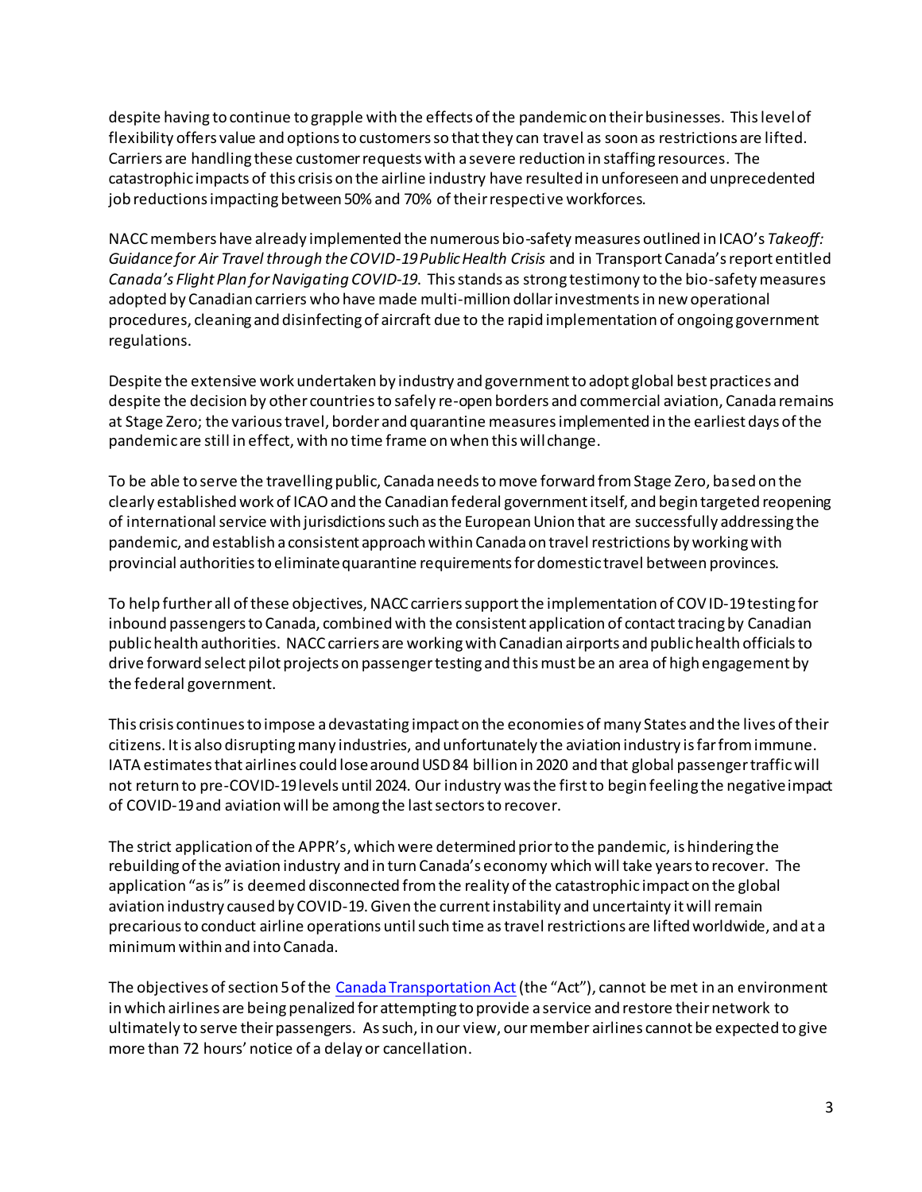despite having to continue to grapple with the effects of the pandemic on their businesses. This level of flexibility offers value and options to customers so that they can travel as soon as restrictions are lifted. Carriers are handling these customer requests with a severe reduction in staffing resources. The catastrophic impacts of this crisis on the airline industry have resulted in unforeseen and unprecedented job reductions impacting between 50% and 70% of their respective workforces.

NACC members have already implemented the numerous bio-safety measures outlined in ICAO's *Takeoff: Guidance for Air Travel through the COVID-19 Public Health Crisis* and in Transport Canada's report entitled *Canada's Flight Plan for Navigating COVID-19*. This stands as strong testimony to the bio-safety measures adopted by Canadian carriers who have made multi-million dollar investments in new operational procedures, cleaning and disinfecting of aircraft due to the rapid implementation of ongoing government regulations.

Despite the extensive work undertaken by industry and government to adopt global best practices and despite the decision by other countries to safely re-open borders and commercial aviation, Canada remains at Stage Zero; the various travel, border and quarantine measures implemented in the earliest days of the pandemic are still in effect, with no time frame on when this will change.

To be able to serve the travelling public, Canada needs to move forward from Stage Zero, based on the clearly established work of ICAO and the Canadian federal government itself, and begin targeted reopening of international service with jurisdictions such as the European Union that are successfully addressing the pandemic, and establish a consistent approach within Canada on travel restrictions by working with provincial authorities to eliminate quarantine requirements for domestic travel between provinces.

To help further all of these objectives, NACC carriers support the implementation of COVID-19 testing for inbound passengers to Canada, combined with the consistent application of contact tracing by Canadian public health authorities. NACC carriers are working with Canadian airports and public health officials to drive forward select pilot projects on passenger testing and this must be an area of high engagement by the federal government.

This crisis continues to impose a devastating impact on the economies of many States and the lives of their citizens. It is also disrupting many industries, and unfortunately the aviation industry is far from immune. IATA estimates that airlines could lose around USD 84 billion in 2020 and that global passenger traffic will not return to pre-COVID-19 levels until 2024. Our industry was the first to begin feeling the negative impact of COVID-19 and aviation will be among the last sectors to recover.

The strict application of the APPR's, which were determined prior to the pandemic, is hindering the rebuilding of the aviation industry and in turn Canada's economy which will take years to recover. The application "as is" is deemed disconnected from the reality of the catastrophic impact on the global aviation industry caused by COVID-19. Given the current instability and uncertainty it will remain precarious to conduct airline operations until such time as travel restrictions are lifted worldwide, and at a minimum within and into Canada.

The objectives of section 5 of the [Canada Transportation Act](#) (the "Act"), cannot be met in an environment in which airlines are being penalized for attempting to provide a service and restore their network to ultimately to serve their passengers. As such, in our view, our member airlines cannot be expected to give more than 72 hours' notice of a delay or cancellation.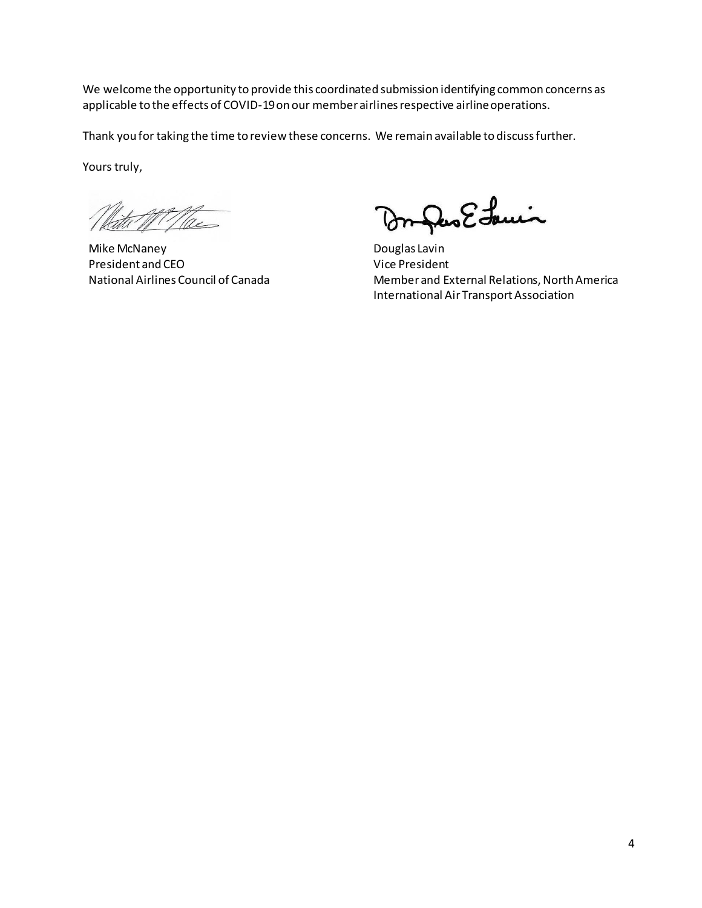We welcome the opportunity to provide this coordinated submission identifying common concerns as applicable to the effects of COVID-19 on our member airlines respective airline operations.

Thank you for taking the time to review these concerns. We remain available to discuss further.

Yours truly,

Mike McNaney
President and CEO
National Airlines Council of Canada

Douglas Lavin
Vice President
Member and External Relations, North America
International Air Transport Association